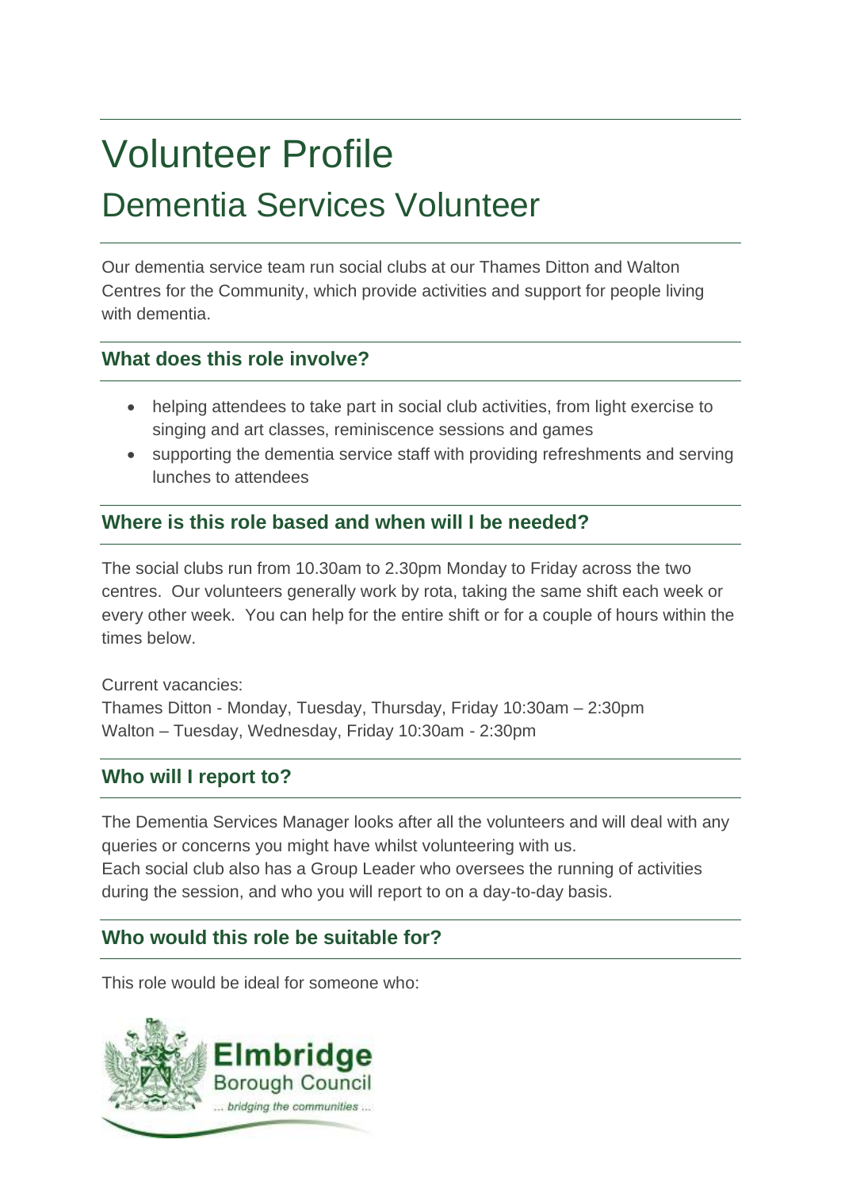# Volunteer Profile

## Dementia Services Volunteer

Our dementia service team run social clubs at our Thames Ditton and Walton Centres for the Community, which provide activities and support for people living with dementia.

### What does this role involve?

- helping attendees to take part in social club activities, from light exercise to singing and art classes, reminiscence sessions and games
- supporting the dementia service staff with providing refreshments and serving lunches to attendees

### Where is this role based and when will I be needed?

The social clubs run from 10.30am to 2.30pm Monday to Friday across the two centres. Our volunteers generally work by rota, taking the same shift each week or every other week. You can help for the entire shift or for a couple of hours within the times below.

Current vacancies:
Thames Ditton - Monday, Tuesday, Thursday, Friday 10:30am – 2:30pm
Walton – Tuesday, Wednesday, Friday 10:30am - 2:30pm

### Who will I report to?

The Dementia Services Manager looks after all the volunteers and will deal with any queries or concerns you might have whilst volunteering with us.
Each social club also has a Group Leader who oversees the running of activities during the session, and who you will report to on a day-to-day basis.

### Who would this role be suitable for?

This role would be ideal for someone who:

Elmbridge Borough Council
... bridging the communities ...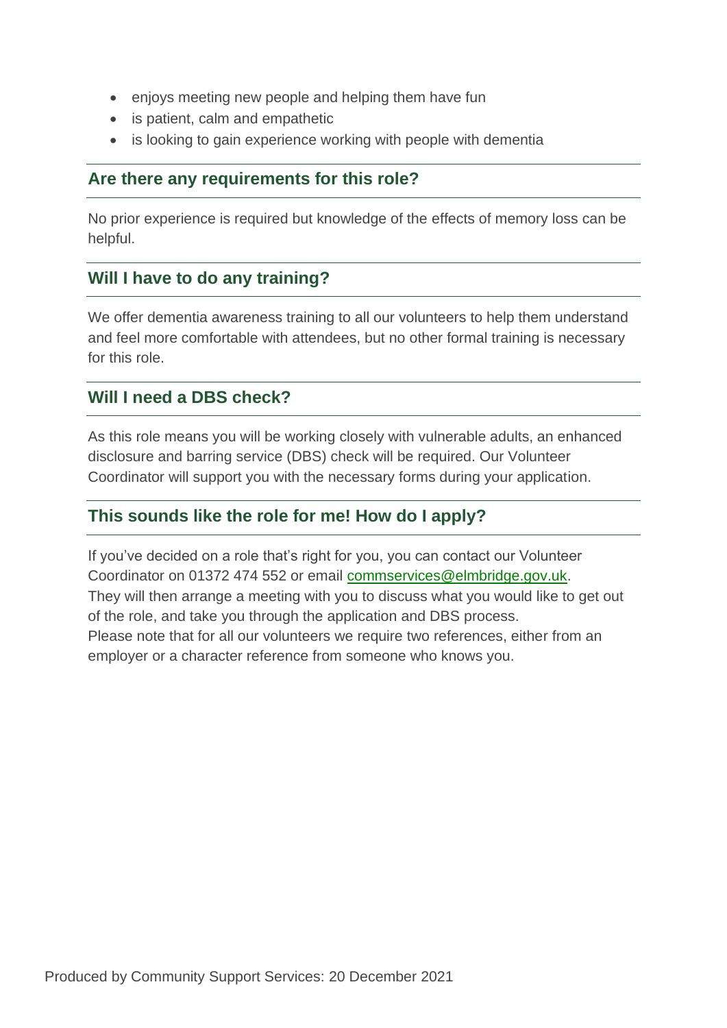- enjoys meeting new people and helping them have fun
- is patient, calm and empathetic
- is looking to gain experience working with people with dementia

## Are there any requirements for this role?

No prior experience is required but knowledge of the effects of memory loss can be helpful.

## Will I have to do any training?

We offer dementia awareness training to all our volunteers to help them understand and feel more comfortable with attendees, but no other formal training is necessary for this role.

## Will I need a DBS check?

As this role means you will be working closely with vulnerable adults, an enhanced disclosure and barring service (DBS) check will be required. Our Volunteer Coordinator will support you with the necessary forms during your application.

## This sounds like the role for me! How do I apply?

If you've decided on a role that's right for you, you can contact our Volunteer Coordinator on 01372 474 552 or email commservices@elmbridge.gov.uk.
They will then arrange a meeting with you to discuss what you would like to get out of the role, and take you through the application and DBS process.
Please note that for all our volunteers we require two references, either from an employer or a character reference from someone who knows you.

Produced by Community Support Services: 20 December 2021